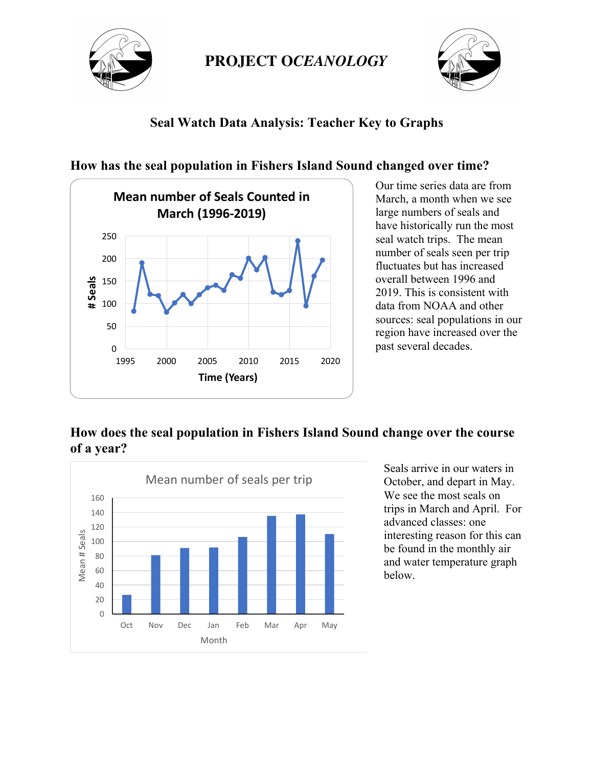# PROJECT OCEANOLOGY

## Seal Watch Data Analysis: Teacher Key to Graphs

### How has the seal population in Fishers Island Sound changed over time?

Our time series data are from March, a month when we see large numbers of seals and have historically run the most seal watch trips. The mean number of seals seen per trip fluctuates but has increased overall between 1996 and 2019. This is consistent with data from NOAA and other sources: seal populations in our region have increased over the past several decades.

### How does the seal population in Fishers Island Sound change over the course of a year?

Seals arrive in our waters in October, and depart in May. We see the most seals on trips in March and April. For advanced classes: one interesting reason for this can be found in the monthly air and water temperature graph below.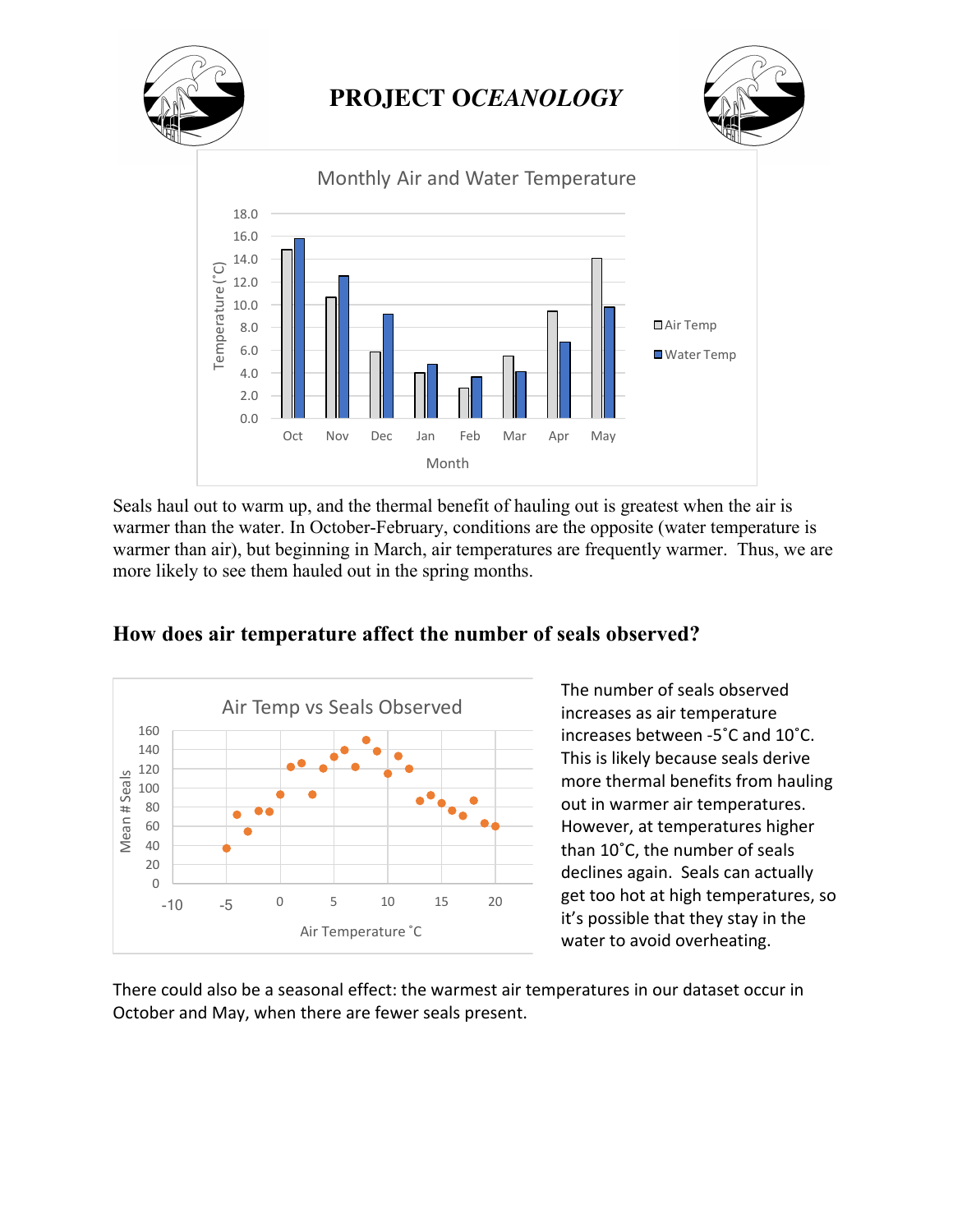# PROJECT OCEANOLOGY

Seals haul out to warm up, and the thermal benefit of hauling out is greatest when the air is warmer than the water. In October-February, conditions are the opposite (water temperature is warmer than air), but beginning in March, air temperatures are frequently warmer. Thus, we are more likely to see them hauled out in the spring months.

## How does air temperature affect the number of seals observed?

The number of seals observed increases as air temperature increases between -5˚C and 10˚C. This is likely because seals derive more thermal benefits from hauling out in warmer air temperatures. However, at temperatures higher than 10˚C, the number of seals declines again. Seals can actually get too hot at high temperatures, so it's possible that they stay in the water to avoid overheating.

There could also be a seasonal effect: the warmest air temperatures in our dataset occur in October and May, when there are fewer seals present.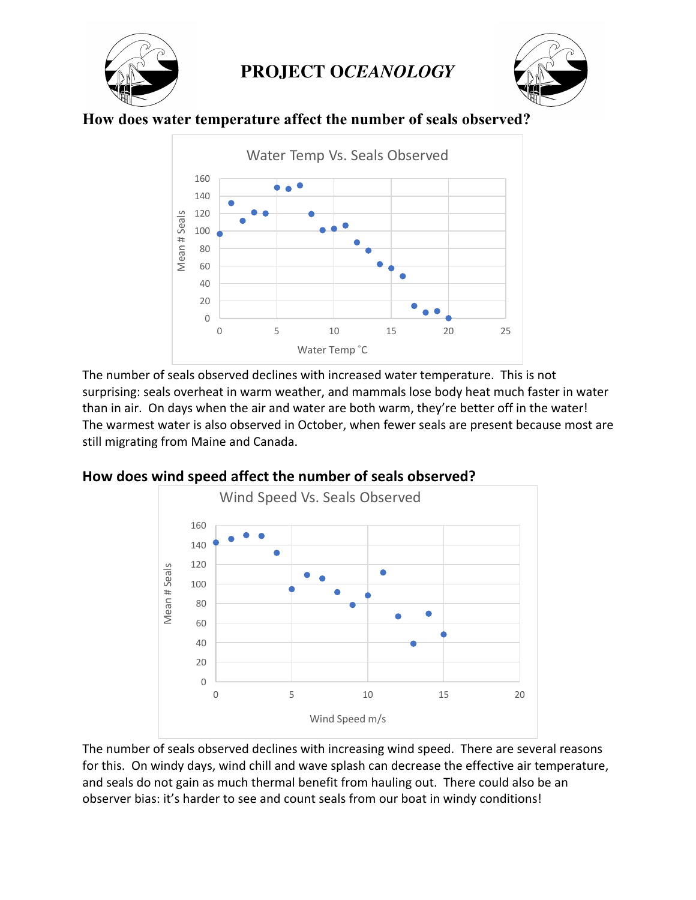# PROJECT OCEANOLOGY

## How does water temperature affect the number of seals observed?

The number of seals observed declines with increased water temperature. This is not surprising: seals overheat in warm weather, and mammals lose body heat much faster in water than in air. On days when the air and water are both warm, they're better off in the water! The warmest water is also observed in October, when fewer seals are present because most are still migrating from Maine and Canada.

## How does wind speed affect the number of seals observed?

The number of seals observed declines with increasing wind speed. There are several reasons for this. On windy days, wind chill and wave splash can decrease the effective air temperature, and seals do not gain as much thermal benefit from hauling out. There could also be an observer bias: it's harder to see and count seals from our boat in windy conditions!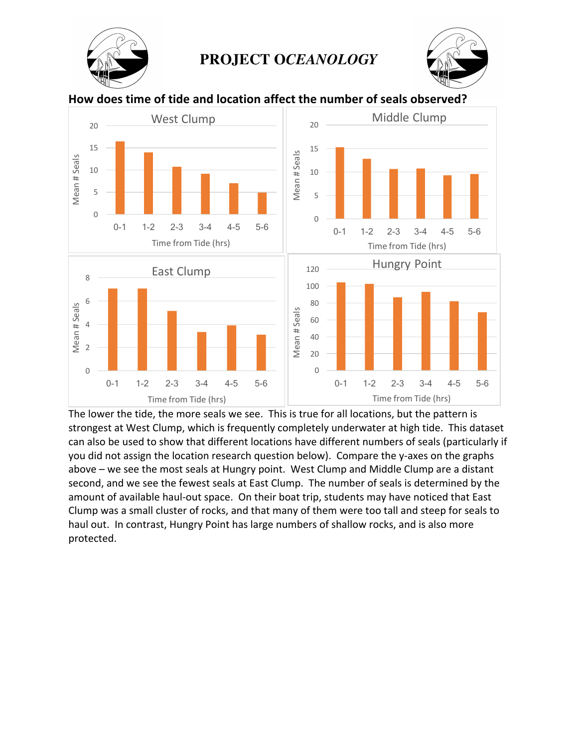# PROJECT OCEANOLOGY

**How does time of tide and location affect the number of seals observed?**

The lower the tide, the more seals we see. This is true for all locations, but the pattern is strongest at West Clump, which is frequently completely underwater at high tide. This dataset can also be used to show that different locations have different numbers of seals (particularly if you did not assign the location research question below). Compare the y-axes on the graphs above – we see the most seals at Hungry point. West Clump and Middle Clump are a distant second, and we see the fewest seals at East Clump. The number of seals is determined by the amount of available haul-out space. On their boat trip, students may have noticed that East Clump was a small cluster of rocks, and that many of them were too tall and steep for seals to haul out. In contrast, Hungry Point has large numbers of shallow rocks, and is also more protected.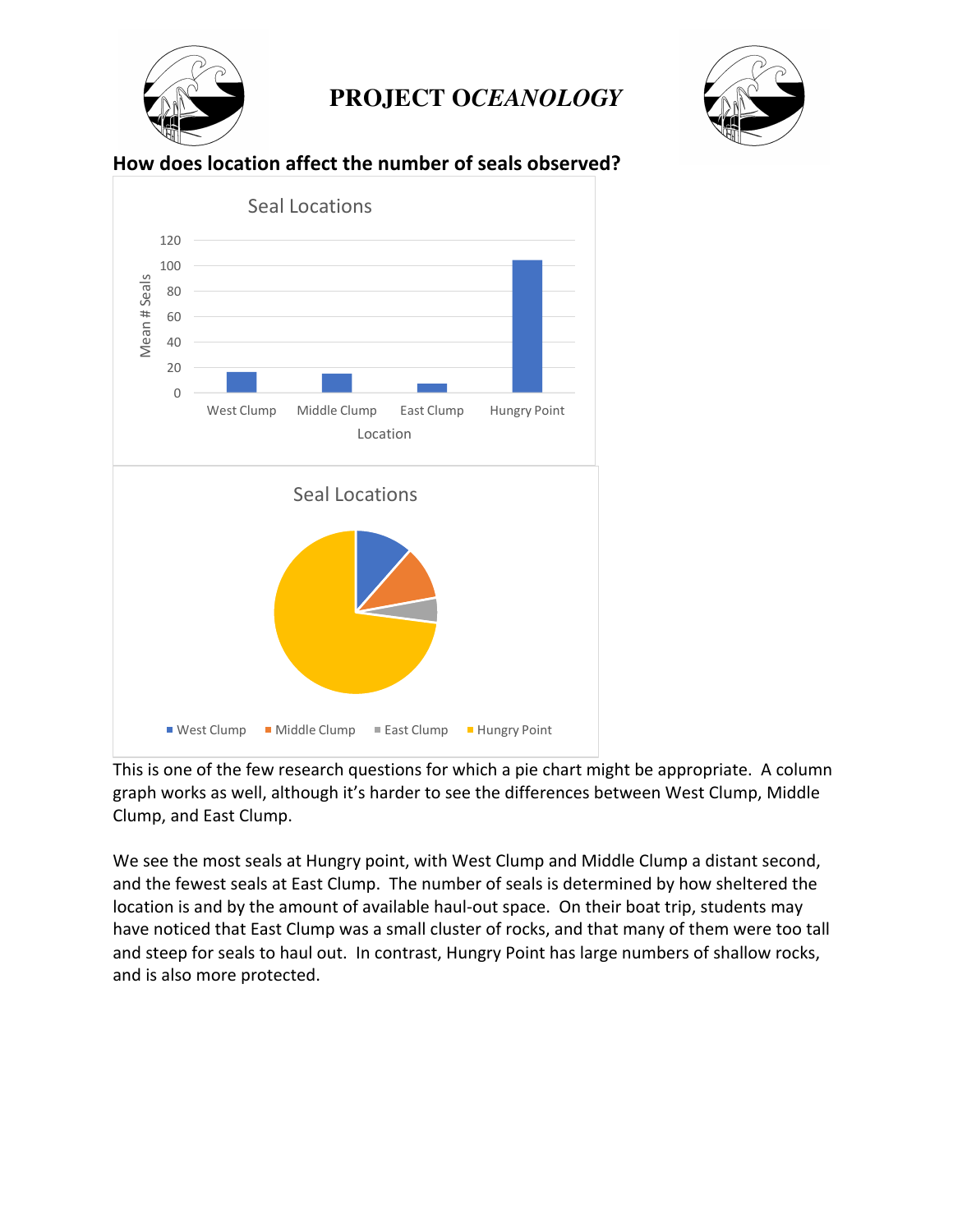# PROJECT OCEANOLOGY

**How does location affect the number of seals observed?**

Seal Locations

Mean # Seals

120
100
80
60
40
20
0

West Clump | Middle Clump | East Clump | Hungry Point

Location

Seal Locations

West Clump | Middle Clump | East Clump | Hungry Point

This is one of the few research questions for which a pie chart might be appropriate. A column graph works as well, although it's harder to see the differences between West Clump, Middle Clump, and East Clump.

We see the most seals at Hungry point, with West Clump and Middle Clump a distant second, and the fewest seals at East Clump. The number of seals is determined by how sheltered the location is and by the amount of available haul-out space. On their boat trip, students may have noticed that East Clump was a small cluster of rocks, and that many of them were too tall and steep for seals to haul out. In contrast, Hungry Point has large numbers of shallow rocks, and is also more protected.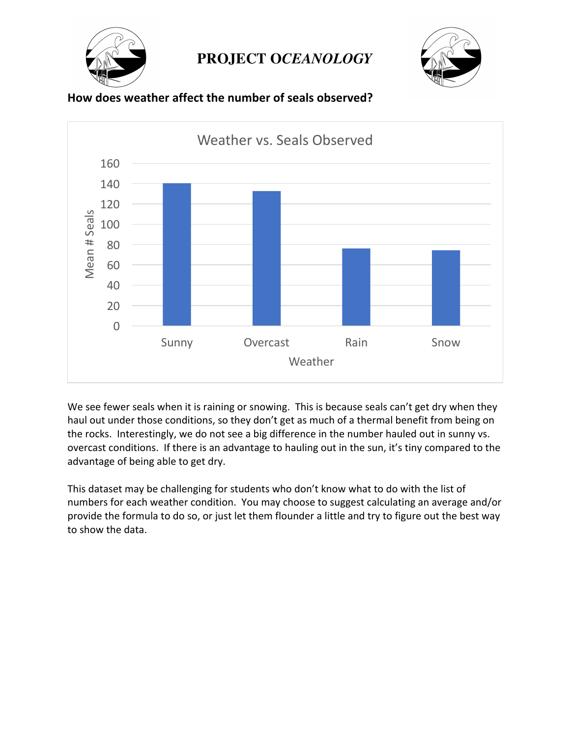# PROJECT OCEANOLOGY

**How does weather affect the number of seals observed?**

We see fewer seals when it is raining or snowing. This is because seals can't get dry when they haul out under those conditions, so they don't get as much of a thermal benefit from being on the rocks. Interestingly, we do not see a big difference in the number hauled out in sunny vs. overcast conditions. If there is an advantage to hauling out in the sun, it's tiny compared to the advantage of being able to get dry.

This dataset may be challenging for students who don't know what to do with the list of numbers for each weather condition. You may choose to suggest calculating an average and/or provide the formula to do so, or just let them flounder a little and try to figure out the best way to show the data.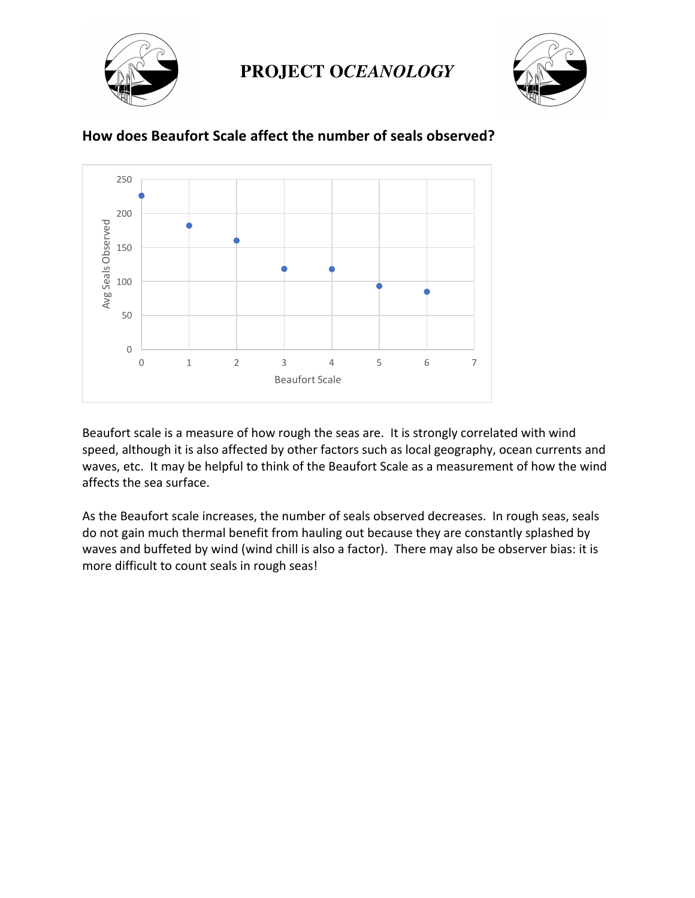# PROJECT OCEANOLOGY

## How does Beaufort Scale affect the number of seals observed?

250
200
150
100
50
0
Avg Seals Observed
0
1
2
3
4
5
6
7
Beaufort Scale

Beaufort scale is a measure of how rough the seas are. It is strongly correlated with wind speed, although it is also affected by other factors such as local geography, ocean currents and waves, etc. It may be helpful to think of the Beaufort Scale as a measurement of how the wind affects the sea surface.

As the Beaufort scale increases, the number of seals observed decreases. In rough seas, seals do not gain much thermal benefit from hauling out because they are constantly splashed by waves and buffeted by wind (wind chill is also a factor). There may also be observer bias: it is more difficult to count seals in rough seas!